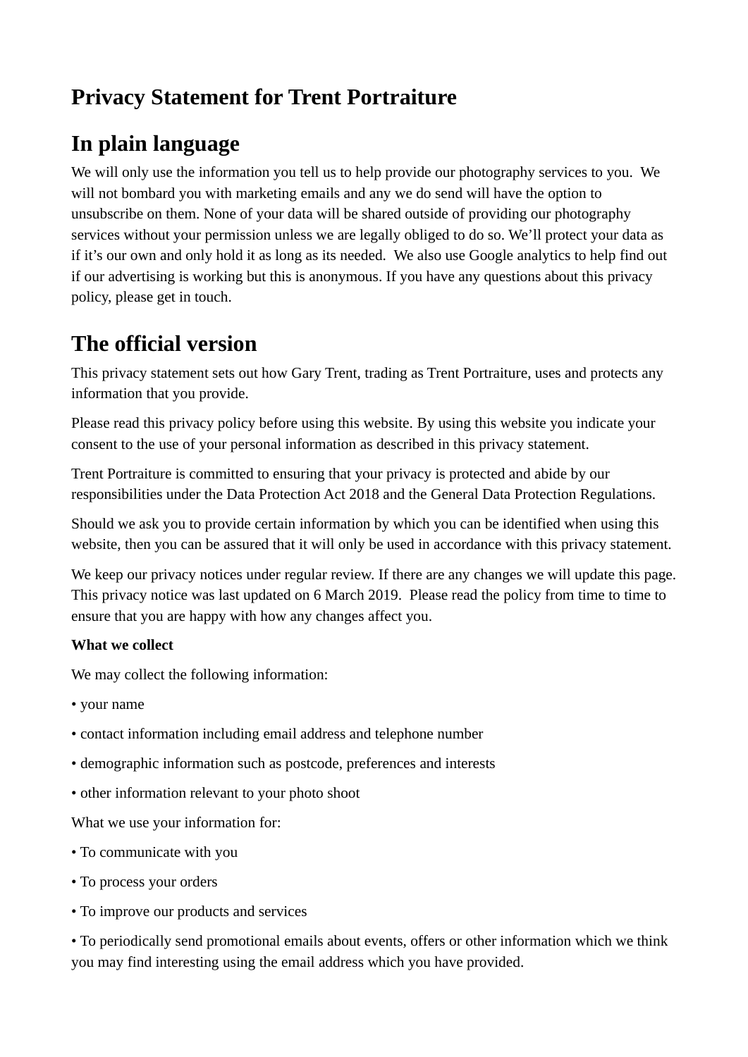# Privacy Statement for Trent Portraiture

## In plain language

We will only use the information you tell us to help provide our photography services to you. We will not bombard you with marketing emails and any we do send will have the option to unsubscribe on them. None of your data will be shared outside of providing our photography services without your permission unless we are legally obliged to do so. We'll protect your data as if it's our own and only hold it as long as its needed. We also use Google analytics to help find out if our advertising is working but this is anonymous. If you have any questions about this privacy policy, please get in touch.

## The official version

This privacy statement sets out how Gary Trent, trading as Trent Portraiture, uses and protects any information that you provide.

Please read this privacy policy before using this website. By using this website you indicate your consent to the use of your personal information as described in this privacy statement.

Trent Portraiture is committed to ensuring that your privacy is protected and abide by our responsibilities under the Data Protection Act 2018 and the General Data Protection Regulations.

Should we ask you to provide certain information by which you can be identified when using this website, then you can be assured that it will only be used in accordance with this privacy statement.

We keep our privacy notices under regular review. If there are any changes we will update this page. This privacy notice was last updated on 6 March 2019. Please read the policy from time to time to ensure that you are happy with how any changes affect you.

**What we collect**

We may collect the following information:

- your name
- contact information including email address and telephone number
- demographic information such as postcode, preferences and interests
- other information relevant to your photo shoot

What we use your information for:

- To communicate with you
- To process your orders
- To improve our products and services
- To periodically send promotional emails about events, offers or other information which we think you may find interesting using the email address which you have provided.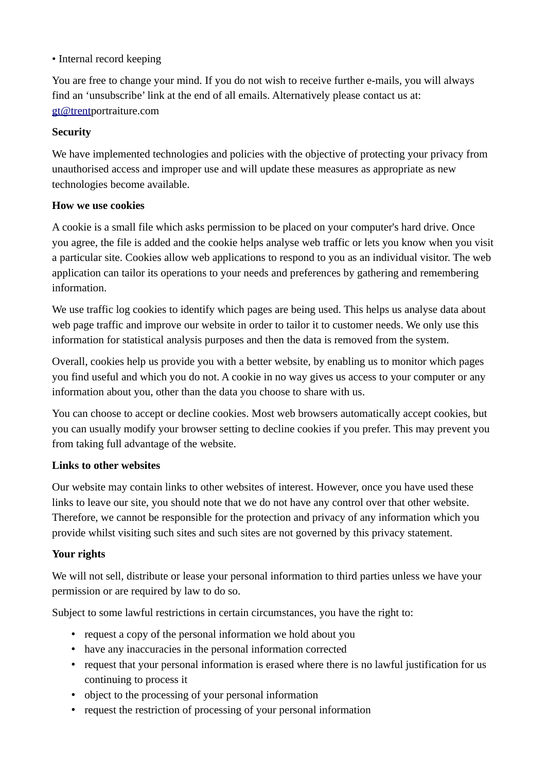• Internal record keeping

You are free to change your mind. If you do not wish to receive further e-mails, you will always find an 'unsubscribe' link at the end of all emails. Alternatively please contact us at: gt@trentportraiture.com

**Security**

We have implemented technologies and policies with the objective of protecting your privacy from unauthorised access and improper use and will update these measures as appropriate as new technologies become available.

**How we use cookies**

A cookie is a small file which asks permission to be placed on your computer's hard drive. Once you agree, the file is added and the cookie helps analyse web traffic or lets you know when you visit a particular site. Cookies allow web applications to respond to you as an individual visitor. The web application can tailor its operations to your needs and preferences by gathering and remembering information.

We use traffic log cookies to identify which pages are being used. This helps us analyse data about web page traffic and improve our website in order to tailor it to customer needs. We only use this information for statistical analysis purposes and then the data is removed from the system.

Overall, cookies help us provide you with a better website, by enabling us to monitor which pages you find useful and which you do not. A cookie in no way gives us access to your computer or any information about you, other than the data you choose to share with us.

You can choose to accept or decline cookies. Most web browsers automatically accept cookies, but you can usually modify your browser setting to decline cookies if you prefer. This may prevent you from taking full advantage of the website.

**Links to other websites**

Our website may contain links to other websites of interest. However, once you have used these links to leave our site, you should note that we do not have any control over that other website. Therefore, we cannot be responsible for the protection and privacy of any information which you provide whilst visiting such sites and such sites are not governed by this privacy statement.

**Your rights**

We will not sell, distribute or lease your personal information to third parties unless we have your permission or are required by law to do so.

Subject to some lawful restrictions in certain circumstances, you have the right to:

- request a copy of the personal information we hold about you
- have any inaccuracies in the personal information corrected
- request that your personal information is erased where there is no lawful justification for us continuing to process it
- object to the processing of your personal information
- request the restriction of processing of your personal information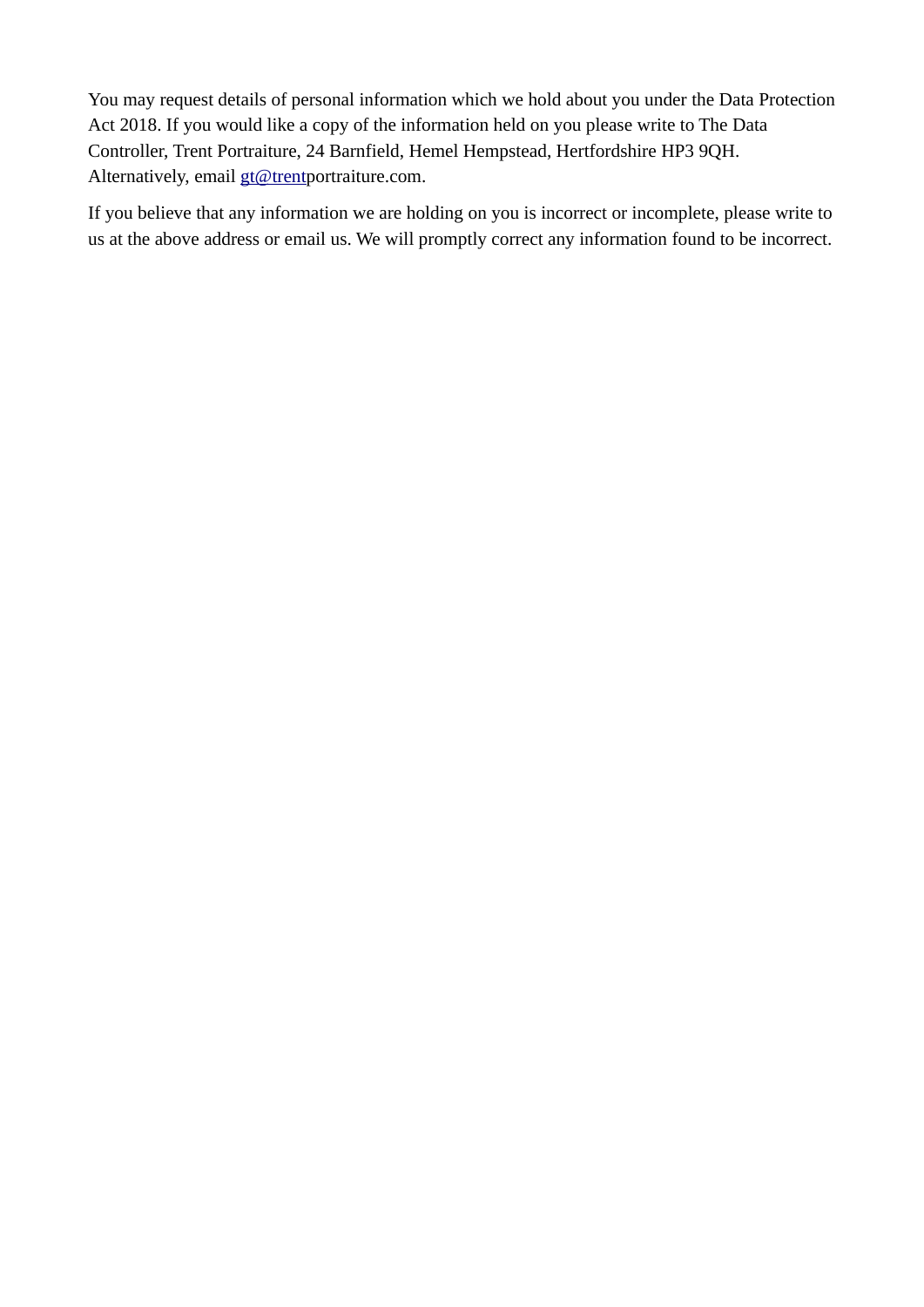You may request details of personal information which we hold about you under the Data Protection Act 2018. If you would like a copy of the information held on you please write to The Data Controller, Trent Portraiture, 24 Barnfield, Hemel Hempstead, Hertfordshire HP3 9QH. Alternatively, email gt@trentportraiture.com.

If you believe that any information we are holding on you is incorrect or incomplete, please write to us at the above address or email us. We will promptly correct any information found to be incorrect.